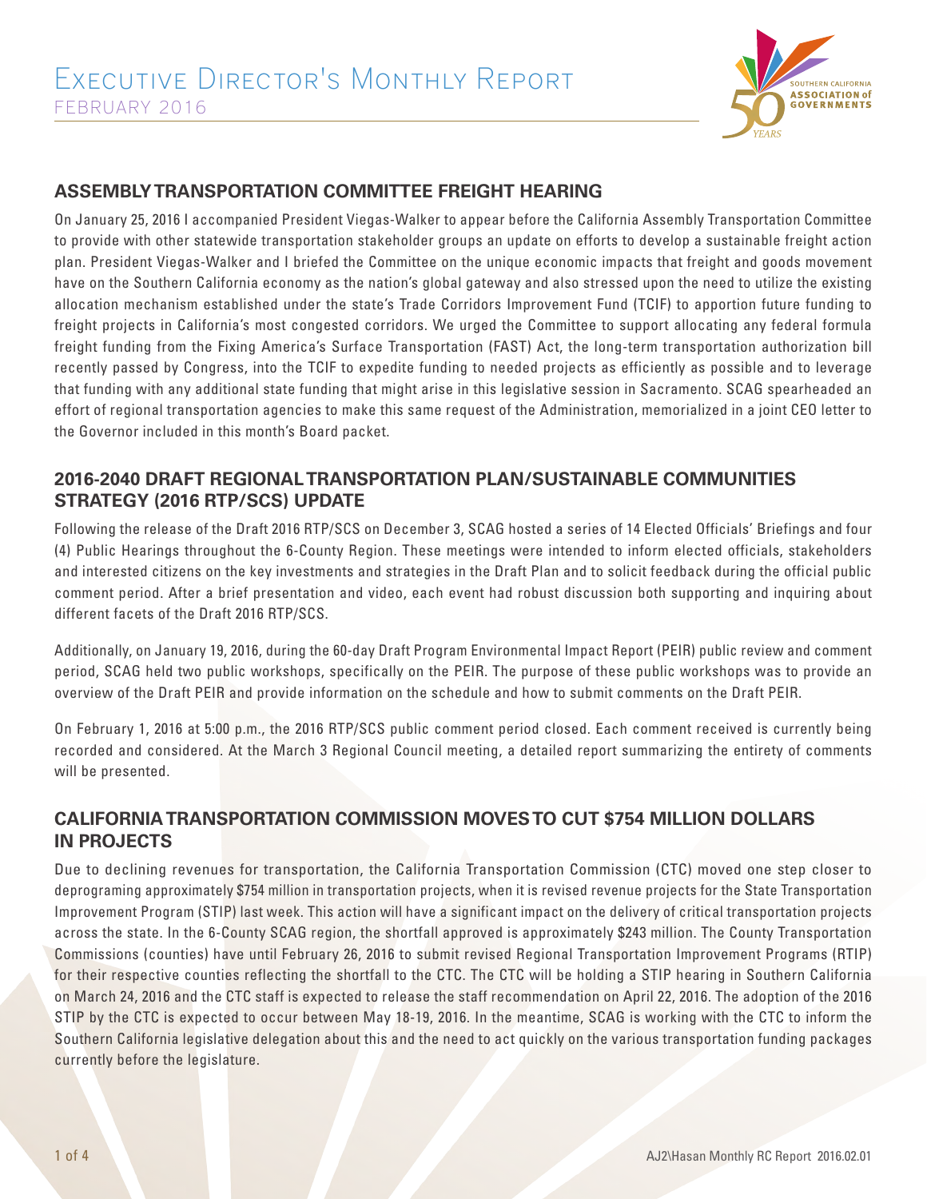# Executive Director's Monthly Report

FEBRUARY 2016

## ASSEMBLY TRANSPORTATION COMMITTEE FREIGHT HEARING

On January 25, 2016 I accompanied President Viegas-Walker to appear before the California Assembly Transportation Committee to provide with other statewide transportation stakeholder groups an update on efforts to develop a sustainable freight action plan. President Viegas-Walker and I briefed the Committee on the unique economic impacts that freight and goods movement have on the Southern California economy as the nation's global gateway and also stressed upon the need to utilize the existing allocation mechanism established under the state's Trade Corridors Improvement Fund (TCIF) to apportion future funding to freight projects in California's most congested corridors. We urged the Committee to support allocating any federal formula freight funding from the Fixing America's Surface Transportation (FAST) Act, the long-term transportation authorization bill recently passed by Congress, into the TCIF to expedite funding to needed projects as efficiently as possible and to leverage that funding with any additional state funding that might arise in this legislative session in Sacramento. SCAG spearheaded an effort of regional transportation agencies to make this same request of the Administration, memorialized in a joint CEO letter to the Governor included in this month's Board packet.

## 2016-2040 DRAFT REGIONAL TRANSPORTATION PLAN/SUSTAINABLE COMMUNITIES STRATEGY (2016 RTP/SCS) UPDATE

Following the release of the Draft 2016 RTP/SCS on December 3, SCAG hosted a series of 14 Elected Officials' Briefings and four (4) Public Hearings throughout the 6-County Region. These meetings were intended to inform elected officials, stakeholders and interested citizens on the key investments and strategies in the Draft Plan and to solicit feedback during the official public comment period. After a brief presentation and video, each event had robust discussion both supporting and inquiring about different facets of the Draft 2016 RTP/SCS.

Additionally, on January 19, 2016, during the 60-day Draft Program Environmental Impact Report (PEIR) public review and comment period, SCAG held two public workshops, specifically on the PEIR. The purpose of these public workshops was to provide an overview of the Draft PEIR and provide information on the schedule and how to submit comments on the Draft PEIR.

On February 1, 2016 at 5:00 p.m., the 2016 RTP/SCS public comment period closed. Each comment received is currently being recorded and considered. At the March 3 Regional Council meeting, a detailed report summarizing the entirety of comments will be presented.

## CALIFORNIA TRANSPORTATION COMMISSION MOVES TO CUT $754 MILLION DOLLARS IN PROJECTS

Due to declining revenues for transportation, the California Transportation Commission (CTC) moved one step closer to deprograming approximately $754 million in transportation projects, when it is revised revenue projects for the State Transportation Improvement Program (STIP) last week. This action will have a significant impact on the delivery of critical transportation projects across the state. In the 6-County SCAG region, the shortfall approved is approximately $243 million. The County Transportation Commissions (counties) have until February 26, 2016 to submit revised Regional Transportation Improvement Programs (RTIP) for their respective counties reflecting the shortfall to the CTC. The CTC will be holding a STIP hearing in Southern California on March 24, 2016 and the CTC staff is expected to release the staff recommendation on April 22, 2016. The adoption of the 2016 STIP by the CTC is expected to occur between May 18-19, 2016. In the meantime, SCAG is working with the CTC to inform the Southern California legislative delegation about this and the need to act quickly on the various transportation funding packages currently before the legislature.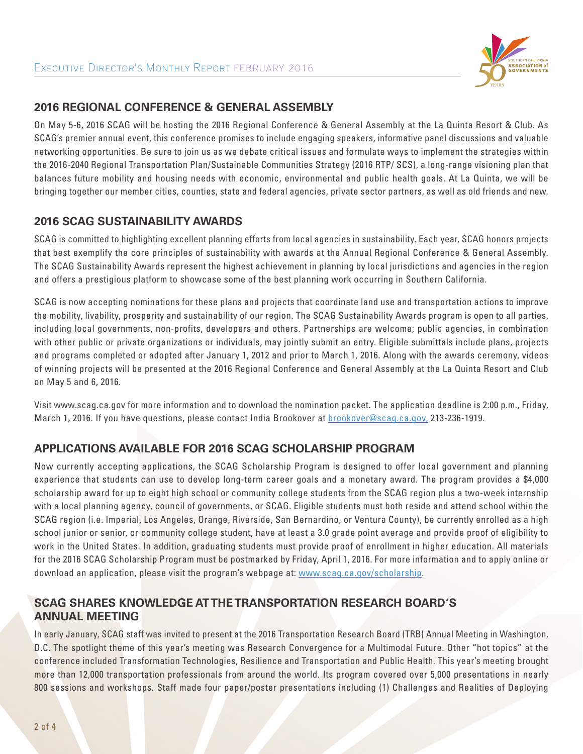## 2016 REGIONAL CONFERENCE & GENERAL ASSEMBLY

On May 5-6, 2016 SCAG will be hosting the 2016 Regional Conference & General Assembly at the La Quinta Resort & Club. As SCAG's premier annual event, this conference promises to include engaging speakers, informative panel discussions and valuable networking opportunities. Be sure to join us as we debate critical issues and formulate ways to implement the strategies within the 2016-2040 Regional Transportation Plan/Sustainable Communities Strategy (2016 RTP/ SCS), a long-range visioning plan that balances future mobility and housing needs with economic, environmental and public health goals. At La Quinta, we will be bringing together our member cities, counties, state and federal agencies, private sector partners, as well as old friends and new.

## 2016 SCAG SUSTAINABILITY AWARDS

SCAG is committed to highlighting excellent planning efforts from local agencies in sustainability. Each year, SCAG honors projects that best exemplify the core principles of sustainability with awards at the Annual Regional Conference & General Assembly. The SCAG Sustainability Awards represent the highest achievement in planning by local jurisdictions and agencies in the region and offers a prestigious platform to showcase some of the best planning work occurring in Southern California.

SCAG is now accepting nominations for these plans and projects that coordinate land use and transportation actions to improve the mobility, livability, prosperity and sustainability of our region. The SCAG Sustainability Awards program is open to all parties, including local governments, non-profits, developers and others. Partnerships are welcome; public agencies, in combination with other public or private organizations or individuals, may jointly submit an entry. Eligible submittals include plans, projects and programs completed or adopted after January 1, 2012 and prior to March 1, 2016. Along with the awards ceremony, videos of winning projects will be presented at the 2016 Regional Conference and General Assembly at the La Quinta Resort and Club on May 5 and 6, 2016.

Visit www.scag.ca.gov for more information and to download the nomination packet. The application deadline is 2:00 p.m., Friday, March 1, 2016. If you have questions, please contact India Brookover at brookover@scag.ca.gov, 213-236-1919.

## APPLICATIONS AVAILABLE FOR 2016 SCAG SCHOLARSHIP PROGRAM

Now currently accepting applications, the SCAG Scholarship Program is designed to offer local government and planning experience that students can use to develop long-term career goals and a monetary award. The program provides a $4,000 scholarship award for up to eight high school or community college students from the SCAG region plus a two-week internship with a local planning agency, council of governments, or SCAG. Eligible students must both reside and attend school within the SCAG region (i.e. Imperial, Los Angeles, Orange, Riverside, San Bernardino, or Ventura County), be currently enrolled as a high school junior or senior, or community college student, have at least a 3.0 grade point average and provide proof of eligibility to work in the United States. In addition, graduating students must provide proof of enrollment in higher education. All materials for the 2016 SCAG Scholarship Program must be postmarked by Friday, April 1, 2016. For more information and to apply online or download an application, please visit the program's webpage at: www.scag.ca.gov/scholarship.

## SCAG SHARES KNOWLEDGE AT THE TRANSPORTATION RESEARCH BOARD'S ANNUAL MEETING

In early January, SCAG staff was invited to present at the 2016 Transportation Research Board (TRB) Annual Meeting in Washington, D.C. The spotlight theme of this year's meeting was Research Convergence for a Multimodal Future. Other "hot topics" at the conference included Transformation Technologies, Resilience and Transportation and Public Health. This year's meeting brought more than 12,000 transportation professionals from around the world. Its program covered over 5,000 presentations in nearly 800 sessions and workshops. Staff made four paper/poster presentations including (1) Challenges and Realities of Deploying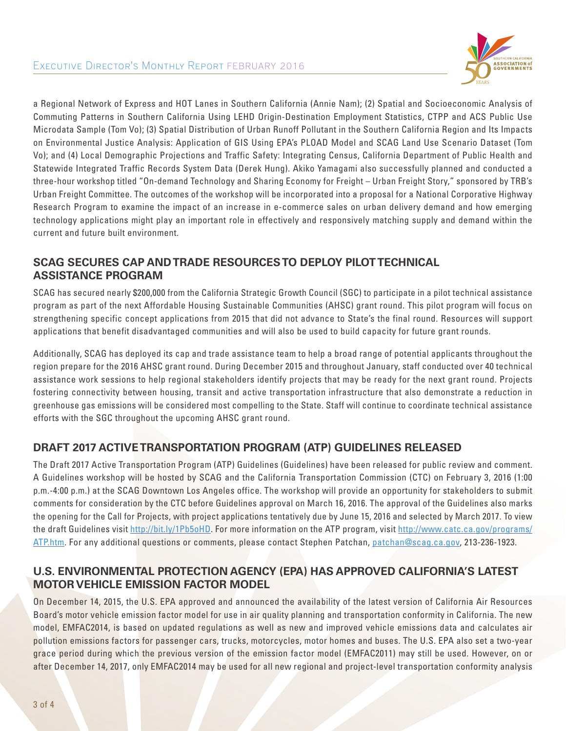a Regional Network of Express and HOT Lanes in Southern California (Annie Nam); (2) Spatial and Socioeconomic Analysis of Commuting Patterns in Southern California Using LEHD Origin-Destination Employment Statistics, CTPP and ACS Public Use Microdata Sample (Tom Vo); (3) Spatial Distribution of Urban Runoff Pollutant in the Southern California Region and Its Impacts on Environmental Justice Analysis: Application of GIS Using EPA's PLOAD Model and SCAG Land Use Scenario Dataset (Tom Vo); and (4) Local Demographic Projections and Traffic Safety: Integrating Census, California Department of Public Health and Statewide Integrated Traffic Records System Data (Derek Hung). Akiko Yamagami also successfully planned and conducted a three-hour workshop titled "On-demand Technology and Sharing Economy for Freight – Urban Freight Story," sponsored by TRB's Urban Freight Committee. The outcomes of the workshop will be incorporated into a proposal for a National Corporative Highway Research Program to examine the impact of an increase in e-commerce sales on urban delivery demand and how emerging technology applications might play an important role in effectively and responsively matching supply and demand within the current and future built environment.

## SCAG SECURES CAP AND TRADE RESOURCES TO DEPLOY PILOT TECHNICAL ASSISTANCE PROGRAM

SCAG has secured nearly $200,000 from the California Strategic Growth Council (SGC) to participate in a pilot technical assistance program as part of the next Affordable Housing Sustainable Communities (AHSC) grant round. This pilot program will focus on strengthening specific concept applications from 2015 that did not advance to State's the final round. Resources will support applications that benefit disadvantaged communities and will also be used to build capacity for future grant rounds.

Additionally, SCAG has deployed its cap and trade assistance team to help a broad range of potential applicants throughout the region prepare for the 2016 AHSC grant round. During December 2015 and throughout January, staff conducted over 40 technical assistance work sessions to help regional stakeholders identify projects that may be ready for the next grant round. Projects fostering connectivity between housing, transit and active transportation infrastructure that also demonstrate a reduction in greenhouse gas emissions will be considered most compelling to the State. Staff will continue to coordinate technical assistance efforts with the SGC throughout the upcoming AHSC grant round.

## DRAFT 2017 ACTIVE TRANSPORTATION PROGRAM (ATP) GUIDELINES RELEASED

The Draft 2017 Active Transportation Program (ATP) Guidelines (Guidelines) have been released for public review and comment. A Guidelines workshop will be hosted by SCAG and the California Transportation Commission (CTC) on February 3, 2016 (1:00 p.m.-4:00 p.m.) at the SCAG Downtown Los Angeles office. The workshop will provide an opportunity for stakeholders to submit comments for consideration by the CTC before Guidelines approval on March 16, 2016. The approval of the Guidelines also marks the opening for the Call for Projects, with project applications tentatively due by June 15, 2016 and selected by March 2017. To view the draft Guidelines visit http://bit.ly/1Pb5oHD. For more information on the ATP program, visit http://www.catc.ca.gov/programs/ATP.htm. For any additional questions or comments, please contact Stephen Patchan, patchan@scag.ca.gov, 213-236-1923.

## U.S. ENVIRONMENTAL PROTECTION AGENCY (EPA) HAS APPROVED CALIFORNIA'S LATEST MOTOR VEHICLE EMISSION FACTOR MODEL

On December 14, 2015, the U.S. EPA approved and announced the availability of the latest version of California Air Resources Board's motor vehicle emission factor model for use in air quality planning and transportation conformity in California. The new model, EMFAC2014, is based on updated regulations as well as new and improved vehicle emissions data and calculates air pollution emissions factors for passenger cars, trucks, motorcycles, motor homes and buses. The U.S. EPA also set a two-year grace period during which the previous version of the emission factor model (EMFAC2011) may still be used. However, on or after December 14, 2017, only EMFAC2014 may be used for all new regional and project-level transportation conformity analysis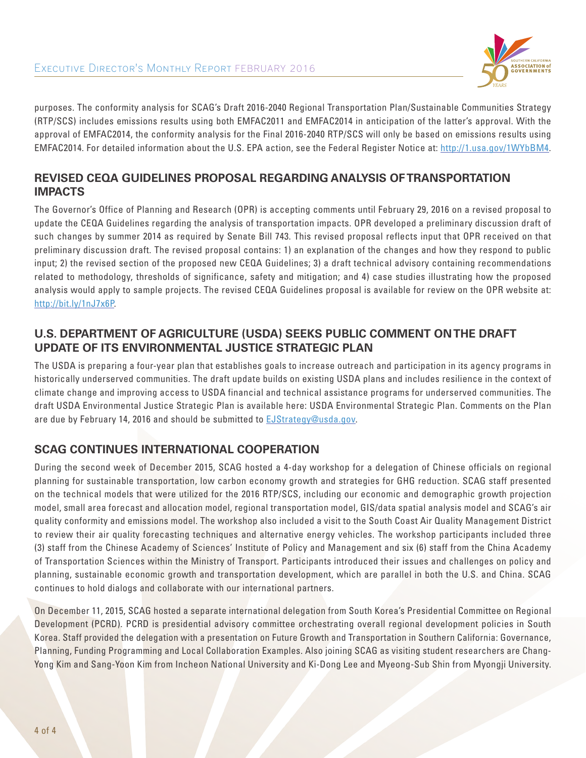purposes. The conformity analysis for SCAG's Draft 2016-2040 Regional Transportation Plan/Sustainable Communities Strategy (RTP/SCS) includes emissions results using both EMFAC2011 and EMFAC2014 in anticipation of the latter's approval. With the approval of EMFAC2014, the conformity analysis for the Final 2016-2040 RTP/SCS will only be based on emissions results using EMFAC2014. For detailed information about the U.S. EPA action, see the Federal Register Notice at: http://1.usa.gov/1WYbBM4.

## REVISED CEQA GUIDELINES PROPOSAL REGARDING ANALYSIS OF TRANSPORTATION IMPACTS

The Governor's Office of Planning and Research (OPR) is accepting comments until February 29, 2016 on a revised proposal to update the CEQA Guidelines regarding the analysis of transportation impacts. OPR developed a preliminary discussion draft of such changes by summer 2014 as required by Senate Bill 743. This revised proposal reflects input that OPR received on that preliminary discussion draft. The revised proposal contains: 1) an explanation of the changes and how they respond to public input; 2) the revised section of the proposed new CEQA Guidelines; 3) a draft technical advisory containing recommendations related to methodology, thresholds of significance, safety and mitigation; and 4) case studies illustrating how the proposed analysis would apply to sample projects. The revised CEQA Guidelines proposal is available for review on the OPR website at: http://bit.ly/1nJ7x6P.

## U.S. DEPARTMENT OF AGRICULTURE (USDA) SEEKS PUBLIC COMMENT ON THE DRAFT UPDATE OF ITS ENVIRONMENTAL JUSTICE STRATEGIC PLAN

The USDA is preparing a four-year plan that establishes goals to increase outreach and participation in its agency programs in historically underserved communities. The draft update builds on existing USDA plans and includes resilience in the context of climate change and improving access to USDA financial and technical assistance programs for underserved communities. The draft USDA Environmental Justice Strategic Plan is available here: USDA Environmental Strategic Plan. Comments on the Plan are due by February 14, 2016 and should be submitted to EJStrategy@usda.gov.

## SCAG CONTINUES INTERNATIONAL COOPERATION

During the second week of December 2015, SCAG hosted a 4-day workshop for a delegation of Chinese officials on regional planning for sustainable transportation, low carbon economy growth and strategies for GHG reduction. SCAG staff presented on the technical models that were utilized for the 2016 RTP/SCS, including our economic and demographic growth projection model, small area forecast and allocation model, regional transportation model, GIS/data spatial analysis model and SCAG's air quality conformity and emissions model. The workshop also included a visit to the South Coast Air Quality Management District to review their air quality forecasting techniques and alternative energy vehicles. The workshop participants included three (3) staff from the Chinese Academy of Sciences' Institute of Policy and Management and six (6) staff from the China Academy of Transportation Sciences within the Ministry of Transport. Participants introduced their issues and challenges on policy and planning, sustainable economic growth and transportation development, which are parallel in both the U.S. and China. SCAG continues to hold dialogs and collaborate with our international partners.

On December 11, 2015, SCAG hosted a separate international delegation from South Korea's Presidential Committee on Regional Development (PCRD). PCRD is presidential advisory committee orchestrating overall regional development policies in South Korea. Staff provided the delegation with a presentation on Future Growth and Transportation in Southern California: Governance, Planning, Funding Programming and Local Collaboration Examples. Also joining SCAG as visiting student researchers are Chang-Yong Kim and Sang-Yoon Kim from Incheon National University and Ki-Dong Lee and Myeong-Sub Shin from Myongji University.